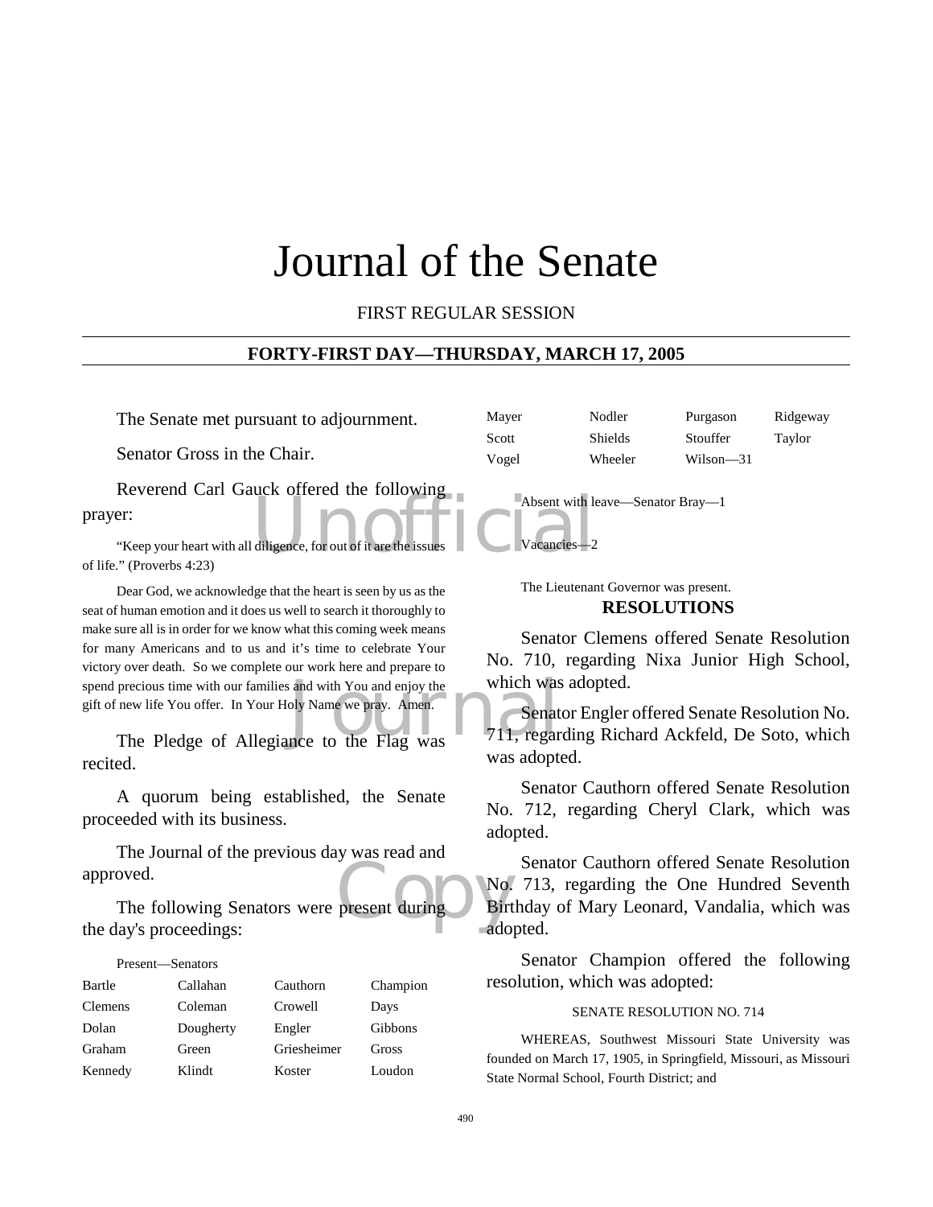# Journal of the Senate

FIRST REGULAR SESSION

## FORTY-FIRST DAY—THURSDAY, MARCH 17, 2005

The Senate met pursuant to adjournment.

Senator Gross in the Chair.

Reverend Carl Gauck offered the following prayer:

"Keep your heart with all diligence, for out of it are the issues of life." (Proverbs 4:23)

Dear God, we acknowledge that the heart is seen by us as the seat of human emotion and it does us well to search it thoroughly to make sure all is in order for we know what this coming week means for many Americans and to us and it's time to celebrate Your victory over death. So we complete our work here and prepare to spend precious time with our families and with You and enjoy the gift of new life You offer. In Your Holy Name we pray. Amen.

The Pledge of Allegiance to the Flag was recited.

A quorum being established, the Senate proceeded with its business.

The Journal of the previous day was read and approved.

The following Senators were present during the day's proceedings:

Present—Senators

| | | | |
|---|---|---|---|
| Bartle | Callahan | Cauthorn | Champion |
| Clemens | Coleman | Crowell | Days |
| Dolan | Dougherty | Engler | Gibbons |
| Graham | Green | Griesheimer | Gross |
| Kennedy | Klindt | Koster | Loudon |
| Mayer | Nodler | Purgason | Ridgeway |
| Scott | Shields | Stouffer | Taylor |
| Vogel | Wheeler | Wilson—31 | |

Absent with leave—Senator Bray—1

Vacancies—2

The Lieutenant Governor was present.

## RESOLUTIONS

Senator Clemens offered Senate Resolution No. 710, regarding Nixa Junior High School, which was adopted.

Senator Engler offered Senate Resolution No. 711, regarding Richard Ackfeld, De Soto, which was adopted.

Senator Cauthorn offered Senate Resolution No. 712, regarding Cheryl Clark, which was adopted.

Senator Cauthorn offered Senate Resolution No. 713, regarding the One Hundred Seventh Birthday of Mary Leonard, Vandalia, which was adopted.

Senator Champion offered the following resolution, which was adopted:

SENATE RESOLUTION NO. 714

WHEREAS, Southwest Missouri State University was founded on March 17, 1905, in Springfield, Missouri, as Missouri State Normal School, Fourth District; and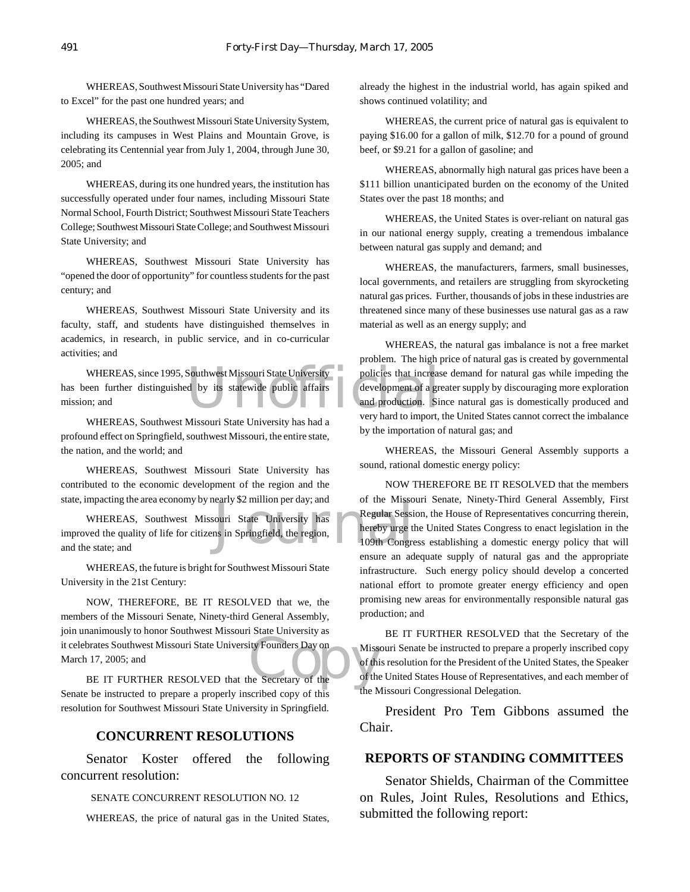WHEREAS, Southwest Missouri State University has "Dared to Excel" for the past one hundred years; and

WHEREAS, the Southwest Missouri State University System, including its campuses in West Plains and Mountain Grove, is celebrating its Centennial year from July 1, 2004, through June 30, 2005; and

WHEREAS, during its one hundred years, the institution has successfully operated under four names, including Missouri State Normal School, Fourth District; Southwest Missouri State Teachers College; Southwest Missouri State College; and Southwest Missouri State University; and

WHEREAS, Southwest Missouri State University has "opened the door of opportunity" for countless students for the past century; and

WHEREAS, Southwest Missouri State University and its faculty, staff, and students have distinguished themselves in academics, in research, in public service, and in co-curricular activities; and

WHEREAS, since 1995, Southwest Missouri State University has been further distinguished by its statewide public affairs mission; and

WHEREAS, Southwest Missouri State University has had a profound effect on Springfield, southwest Missouri, the entire state, the nation, and the world; and

WHEREAS, Southwest Missouri State University has contributed to the economic development of the region and the state, impacting the area economy by nearly $2 million per day; and

WHEREAS, Southwest Missouri State University has improved the quality of life for citizens in Springfield, the region, and the state; and

WHEREAS, the future is bright for Southwest Missouri State University in the 21st Century:

NOW, THEREFORE, BE IT RESOLVED that we, the members of the Missouri Senate, Ninety-third General Assembly, join unanimously to honor Southwest Missouri State University as it celebrates Southwest Missouri State University Founders Day on March 17, 2005; and

BE IT FURTHER RESOLVED that the Secretary of the Senate be instructed to prepare a properly inscribed copy of this resolution for Southwest Missouri State University in Springfield.

## CONCURRENT RESOLUTIONS

Senator Koster offered the following concurrent resolution:

SENATE CONCURRENT RESOLUTION NO. 12

WHEREAS, the price of natural gas in the United States, already the highest in the industrial world, has again spiked and shows continued volatility; and

WHEREAS, the current price of natural gas is equivalent to paying $16.00 for a gallon of milk, $12.70 for a pound of ground beef, or $9.21 for a gallon of gasoline; and

WHEREAS, abnormally high natural gas prices have been a $111 billion unanticipated burden on the economy of the United States over the past 18 months; and

WHEREAS, the United States is over-reliant on natural gas in our national energy supply, creating a tremendous imbalance between natural gas supply and demand; and

WHEREAS, the manufacturers, farmers, small businesses, local governments, and retailers are struggling from skyrocketing natural gas prices. Further, thousands of jobs in these industries are threatened since many of these businesses use natural gas as a raw material as well as an energy supply; and

WHEREAS, the natural gas imbalance is not a free market problem. The high price of natural gas is created by governmental policies that increase demand for natural gas while impeding the development of a greater supply by discouraging more exploration and production. Since natural gas is domestically produced and very hard to import, the United States cannot correct the imbalance by the importation of natural gas; and

WHEREAS, the Missouri General Assembly supports a sound, rational domestic energy policy:

NOW THEREFORE BE IT RESOLVED that the members of the Missouri Senate, Ninety-Third General Assembly, First Regular Session, the House of Representatives concurring therein, hereby urge the United States Congress to enact legislation in the 109th Congress establishing a domestic energy policy that will ensure an adequate supply of natural gas and the appropriate infrastructure. Such energy policy should develop a concerted national effort to promote greater energy efficiency and open promising new areas for environmentally responsible natural gas production; and

BE IT FURTHER RESOLVED that the Secretary of the Missouri Senate be instructed to prepare a properly inscribed copy of this resolution for the President of the United States, the Speaker of the United States House of Representatives, and each member of the Missouri Congressional Delegation.

President Pro Tem Gibbons assumed the Chair.

## REPORTS OF STANDING COMMITTEES

Senator Shields, Chairman of the Committee on Rules, Joint Rules, Resolutions and Ethics, submitted the following report: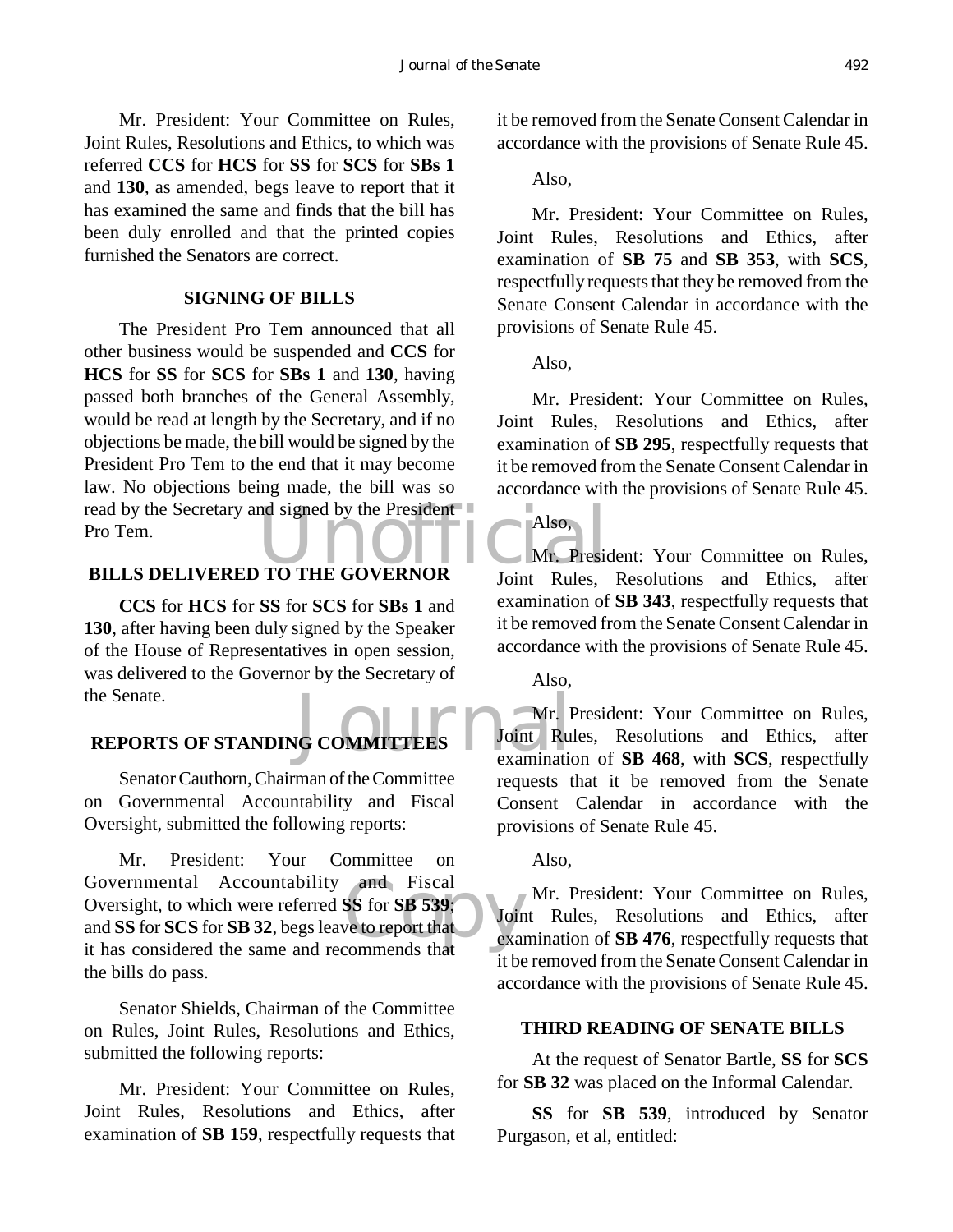Mr. President: Your Committee on Rules, Joint Rules, Resolutions and Ethics, to which was referred **CCS** for **HCS** for **SS** for **SCS** for **SBs 1** and **130**, as amended, begs leave to report that it has examined the same and finds that the bill has been duly enrolled and that the printed copies furnished the Senators are correct.

## SIGNING OF BILLS

The President Pro Tem announced that all other business would be suspended and **CCS** for **HCS** for **SS** for **SCS** for **SBs 1** and **130**, having passed both branches of the General Assembly, would be read at length by the Secretary, and if no objections be made, the bill would be signed by the President Pro Tem to the end that it may become law. No objections being made, the bill was so read by the Secretary and signed by the President Pro Tem.

## BILLS DELIVERED TO THE GOVERNOR

**CCS** for **HCS** for **SS** for **SCS** for **SBs 1** and **130**, after having been duly signed by the Speaker of the House of Representatives in open session, was delivered to the Governor by the Secretary of the Senate.

## REPORTS OF STANDING COMMITTEES

Senator Cauthorn, Chairman of the Committee on Governmental Accountability and Fiscal Oversight, submitted the following reports:

Mr. President: Your Committee on Governmental Accountability and Fiscal Oversight, to which were referred **SS** for **SB 539**; and **SS** for **SCS** for **SB 32**, begs leave to report that it has considered the same and recommends that the bills do pass.

Senator Shields, Chairman of the Committee on Rules, Joint Rules, Resolutions and Ethics, submitted the following reports:

Mr. President: Your Committee on Rules, Joint Rules, Resolutions and Ethics, after examination of **SB 159**, respectfully requests that it be removed from the Senate Consent Calendar in accordance with the provisions of Senate Rule 45.

Also,

Mr. President: Your Committee on Rules, Joint Rules, Resolutions and Ethics, after examination of **SB 75** and **SB 353**, with **SCS**, respectfully requests that they be removed from the Senate Consent Calendar in accordance with the provisions of Senate Rule 45.

Also,

Mr. President: Your Committee on Rules, Joint Rules, Resolutions and Ethics, after examination of **SB 295**, respectfully requests that it be removed from the Senate Consent Calendar in accordance with the provisions of Senate Rule 45.

Also,

Mr. President: Your Committee on Rules, Joint Rules, Resolutions and Ethics, after examination of **SB 343**, respectfully requests that it be removed from the Senate Consent Calendar in accordance with the provisions of Senate Rule 45.

Also,

Mr. President: Your Committee on Rules, Joint Rules, Resolutions and Ethics, after examination of **SB 468**, with **SCS**, respectfully requests that it be removed from the Senate Consent Calendar in accordance with the provisions of Senate Rule 45.

Also,

Mr. President: Your Committee on Rules, Joint Rules, Resolutions and Ethics, after examination of **SB 476**, respectfully requests that it be removed from the Senate Consent Calendar in accordance with the provisions of Senate Rule 45.

## THIRD READING OF SENATE BILLS

At the request of Senator Bartle, **SS** for **SCS** for **SB 32** was placed on the Informal Calendar.

**SS** for **SB 539**, introduced by Senator Purgason, et al, entitled: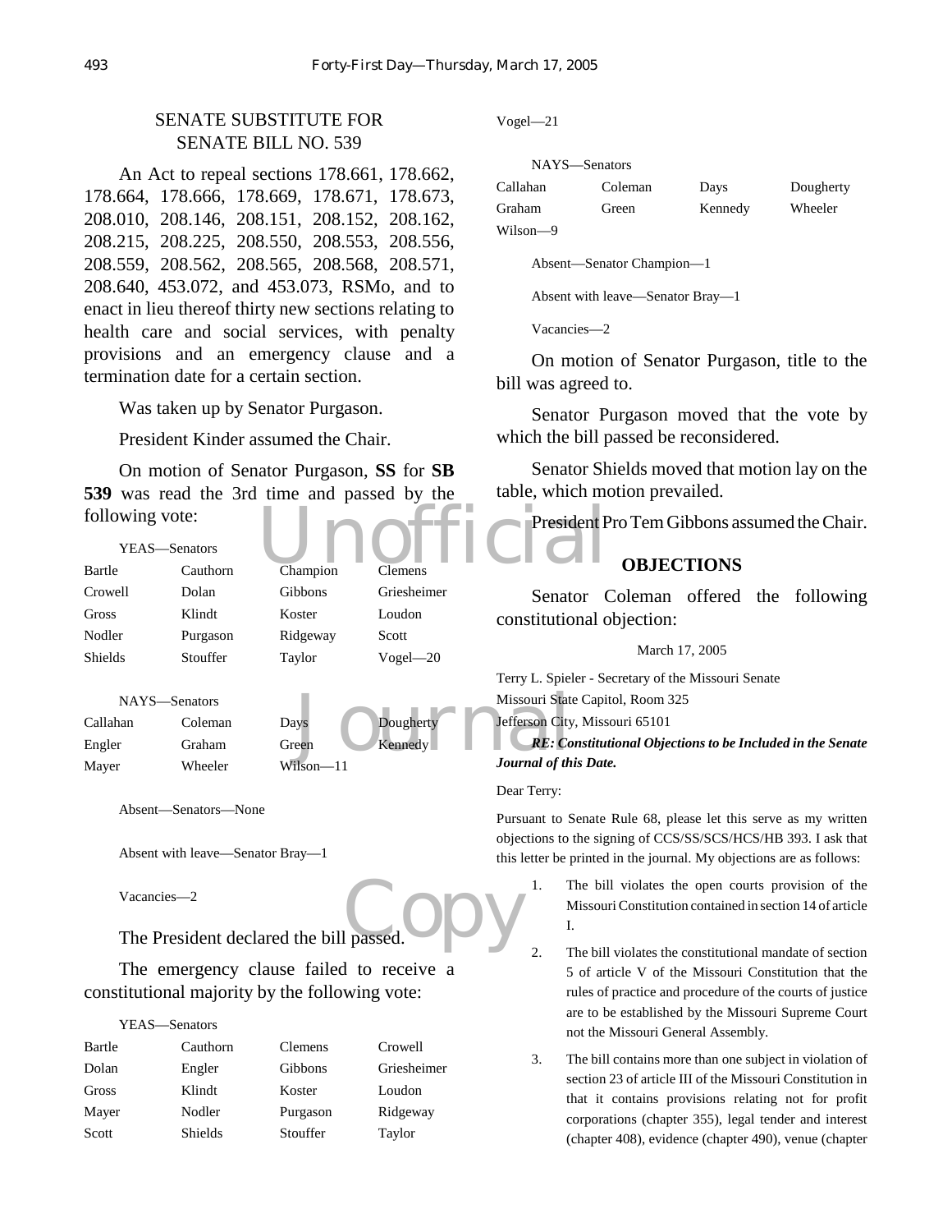SENATE SUBSTITUTE FOR SENATE BILL NO. 539

An Act to repeal sections 178.661, 178.662, 178.664, 178.666, 178.669, 178.671, 178.673, 208.010, 208.146, 208.151, 208.152, 208.162, 208.215, 208.225, 208.550, 208.553, 208.556, 208.559, 208.562, 208.565, 208.568, 208.571, 208.640, 453.072, and 453.073, RSMo, and to enact in lieu thereof thirty new sections relating to health care and social services, with penalty provisions and an emergency clause and a termination date for a certain section.

Was taken up by Senator Purgason.

President Kinder assumed the Chair.

On motion of Senator Purgason, **SS** for **SB 539** was read the 3rd time and passed by the following vote:

YEAS—Senators

| | | | |
|---|---|---|---|
| Bartle | Cauthorn | Champion | Clemens |
| Crowell | Dolan | Gibbons | Griesheimer |
| Gross | Klindt | Koster | Loudon |
| Nodler | Purgason | Ridgeway | Scott |
| Shields | Stouffer | Taylor | Vogel—20 |

NAYS—Senators

| | | | |
|---|---|---|---|
| Callahan | Coleman | Days | Dougherty |
| Engler | Graham | Green | Kennedy |
| Mayer | Wheeler | Wilson—11 | |

Absent—Senators—None

Absent with leave—Senator Bray—1

Vacancies—2

The President declared the bill passed.

The emergency clause failed to receive a constitutional majority by the following vote:

YEAS—Senators

| | | | |
|---|---|---|---|
| Bartle | Cauthorn | Clemens | Crowell |
| Dolan | Engler | Gibbons | Griesheimer |
| Gross | Klindt | Koster | Loudon |
| Mayer | Nodler | Purgason | Ridgeway |
| Scott | Shields | Stouffer | Taylor |
| Vogel—21 | | | |

NAYS—Senators

| | | | |
|---|---|---|---|
| Callahan | Coleman | Days | Dougherty |
| Graham | Green | Kennedy | Wheeler |
| Wilson—9 | | | |

Absent—Senator Champion—1

Absent with leave—Senator Bray—1

Vacancies—2

On motion of Senator Purgason, title to the bill was agreed to.

Senator Purgason moved that the vote by which the bill passed be reconsidered.

Senator Shields moved that motion lay on the table, which motion prevailed.

President Pro Tem Gibbons assumed the Chair.

## OBJECTIONS

Senator Coleman offered the following constitutional objection:

March 17, 2005

Terry L. Spieler - Secretary of the Missouri Senate
Missouri State Capitol, Room 325
Jefferson City, Missouri 65101

***RE: Constitutional Objections to be Included in the Senate Journal of this Date.***

Dear Terry:

Pursuant to Senate Rule 68, please let this serve as my written objections to the signing of CCS/SS/SCS/HCS/HB 393. I ask that this letter be printed in the journal. My objections are as follows:

1. The bill violates the open courts provision of the Missouri Constitution contained in section 14 of article I.
2. The bill violates the constitutional mandate of section 5 of article V of the Missouri Constitution that the rules of practice and procedure of the courts of justice are to be established by the Missouri Supreme Court not the Missouri General Assembly.
3. The bill contains more than one subject in violation of section 23 of article III of the Missouri Constitution in that it contains provisions relating not for profit corporations (chapter 355), legal tender and interest (chapter 408), evidence (chapter 490), venue (chapter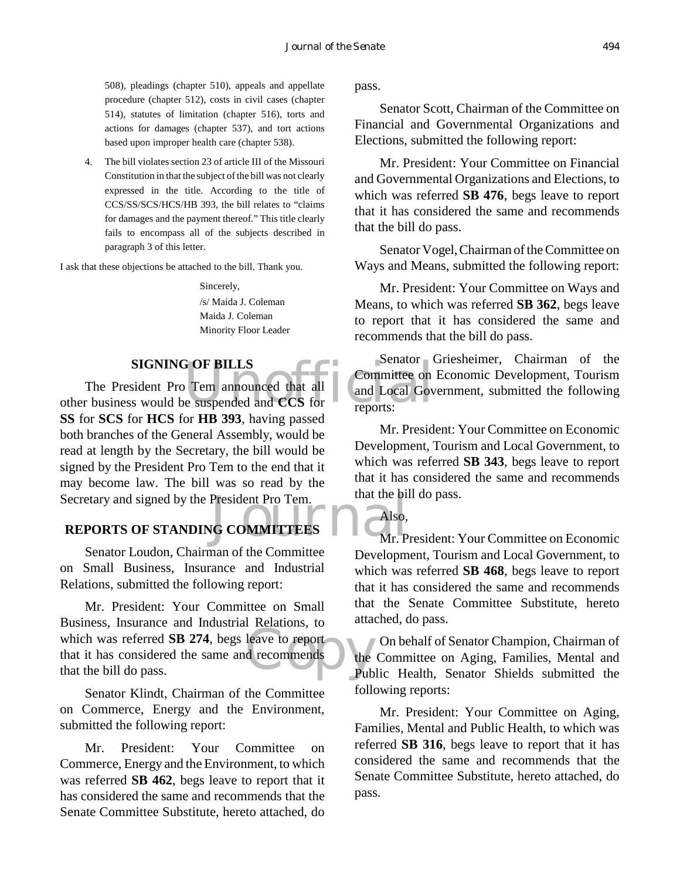508), pleadings (chapter 510), appeals and appellate procedure (chapter 512), costs in civil cases (chapter 514), statutes of limitation (chapter 516), torts and actions for damages (chapter 537), and tort actions based upon improper health care (chapter 538).

4. The bill violates section 23 of article III of the Missouri Constitution in that the subject of the bill was not clearly expressed in the title. According to the title of CCS/SS/SCS/HCS/HB 393, the bill relates to "claims for damages and the payment thereof." This title clearly fails to encompass all of the subjects described in paragraph 3 of this letter.

I ask that these objections be attached to the bill. Thank you.

Sincerely,
/s/ Maida J. Coleman
Maida J. Coleman
Minority Floor Leader

## SIGNING OF BILLS

The President Pro Tem announced that all other business would be suspended and **CCS** for **SS** for **SCS** for **HCS** for **HB 393**, having passed both branches of the General Assembly, would be read at length by the Secretary, the bill would be signed by the President Pro Tem to the end that it may become law. The bill was so read by the Secretary and signed by the President Pro Tem.

## REPORTS OF STANDING COMMITTEES

Senator Loudon, Chairman of the Committee on Small Business, Insurance and Industrial Relations, submitted the following report:

Mr. President: Your Committee on Small Business, Insurance and Industrial Relations, to which was referred **SB 274**, begs leave to report that it has considered the same and recommends that the bill do pass.

Senator Klindt, Chairman of the Committee on Commerce, Energy and the Environment, submitted the following report:

Mr. President: Your Committee on Commerce, Energy and the Environment, to which was referred **SB 462**, begs leave to report that it has considered the same and recommends that the Senate Committee Substitute, hereto attached, do pass.

Senator Scott, Chairman of the Committee on Financial and Governmental Organizations and Elections, submitted the following report:

Mr. President: Your Committee on Financial and Governmental Organizations and Elections, to which was referred **SB 476**, begs leave to report that it has considered the same and recommends that the bill do pass.

Senator Vogel, Chairman of the Committee on Ways and Means, submitted the following report:

Mr. President: Your Committee on Ways and Means, to which was referred **SB 362**, begs leave to report that it has considered the same and recommends that the bill do pass.

Senator Griesheimer, Chairman of the Committee on Economic Development, Tourism and Local Government, submitted the following reports:

Mr. President: Your Committee on Economic Development, Tourism and Local Government, to which was referred **SB 343**, begs leave to report that it has considered the same and recommends that the bill do pass.

Also,

Mr. President: Your Committee on Economic Development, Tourism and Local Government, to which was referred **SB 468**, begs leave to report that it has considered the same and recommends that the Senate Committee Substitute, hereto attached, do pass.

On behalf of Senator Champion, Chairman of the Committee on Aging, Families, Mental and Public Health, Senator Shields submitted the following reports:

Mr. President: Your Committee on Aging, Families, Mental and Public Health, to which was referred **SB 316**, begs leave to report that it has considered the same and recommends that the Senate Committee Substitute, hereto attached, do pass.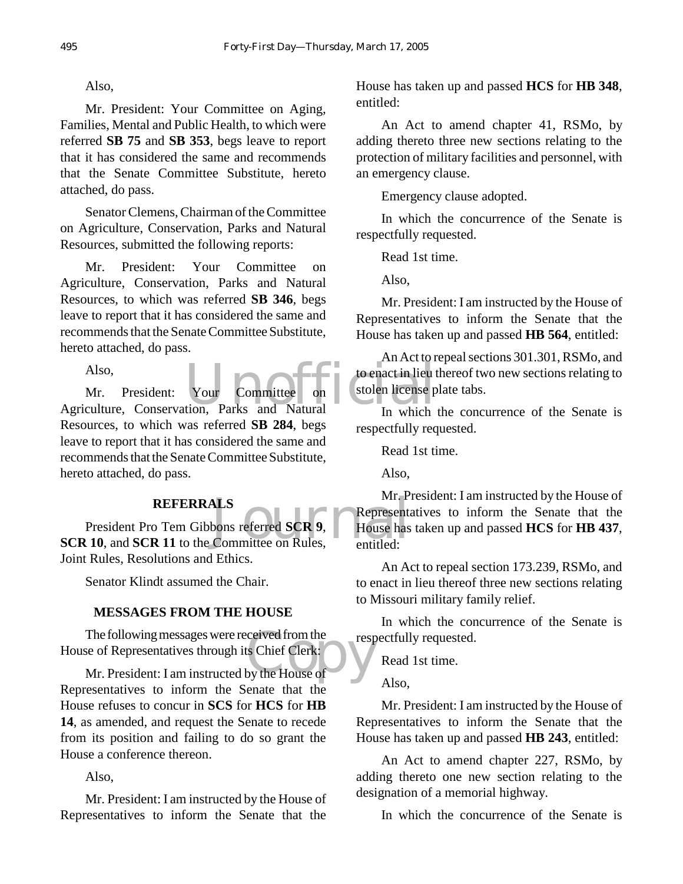Also,

Mr. President: Your Committee on Aging, Families, Mental and Public Health, to which were referred **SB 75** and **SB 353**, begs leave to report that it has considered the same and recommends that the Senate Committee Substitute, hereto attached, do pass.

Senator Clemens, Chairman of the Committee on Agriculture, Conservation, Parks and Natural Resources, submitted the following reports:

Mr. President: Your Committee on Agriculture, Conservation, Parks and Natural Resources, to which was referred **SB 346**, begs leave to report that it has considered the same and recommends that the Senate Committee Substitute, hereto attached, do pass.

Also,

Mr. President: Your Committee on Agriculture, Conservation, Parks and Natural Resources, to which was referred **SB 284**, begs leave to report that it has considered the same and recommends that the Senate Committee Substitute, hereto attached, do pass.

## REFERRALS

President Pro Tem Gibbons referred **SCR 9**, **SCR 10**, and **SCR 11** to the Committee on Rules, Joint Rules, Resolutions and Ethics.

Senator Klindt assumed the Chair.

## MESSAGES FROM THE HOUSE

The following messages were received from the House of Representatives through its Chief Clerk:

Mr. President: I am instructed by the House of Representatives to inform the Senate that the House refuses to concur in **SCS** for **HCS** for **HB 14**, as amended, and request the Senate to recede from its position and failing to do so grant the House a conference thereon.

Also,

Mr. President: I am instructed by the House of Representatives to inform the Senate that the House has taken up and passed **HCS** for **HB 348**, entitled:

An Act to amend chapter 41, RSMo, by adding thereto three new sections relating to the protection of military facilities and personnel, with an emergency clause.

Emergency clause adopted.

In which the concurrence of the Senate is respectfully requested.

Read 1st time.

Also,

Mr. President: I am instructed by the House of Representatives to inform the Senate that the House has taken up and passed **HB 564**, entitled:

An Act to repeal sections 301.301, RSMo, and to enact in lieu thereof two new sections relating to stolen license plate tabs.

In which the concurrence of the Senate is respectfully requested.

Read 1st time.

Also,

Mr. President: I am instructed by the House of Representatives to inform the Senate that the House has taken up and passed **HCS** for **HB 437**, entitled:

An Act to repeal section 173.239, RSMo, and to enact in lieu thereof three new sections relating to Missouri military family relief.

In which the concurrence of the Senate is respectfully requested.

Read 1st time.

Also,

Mr. President: I am instructed by the House of Representatives to inform the Senate that the House has taken up and passed **HB 243**, entitled:

An Act to amend chapter 227, RSMo, by adding thereto one new section relating to the designation of a memorial highway.

In which the concurrence of the Senate is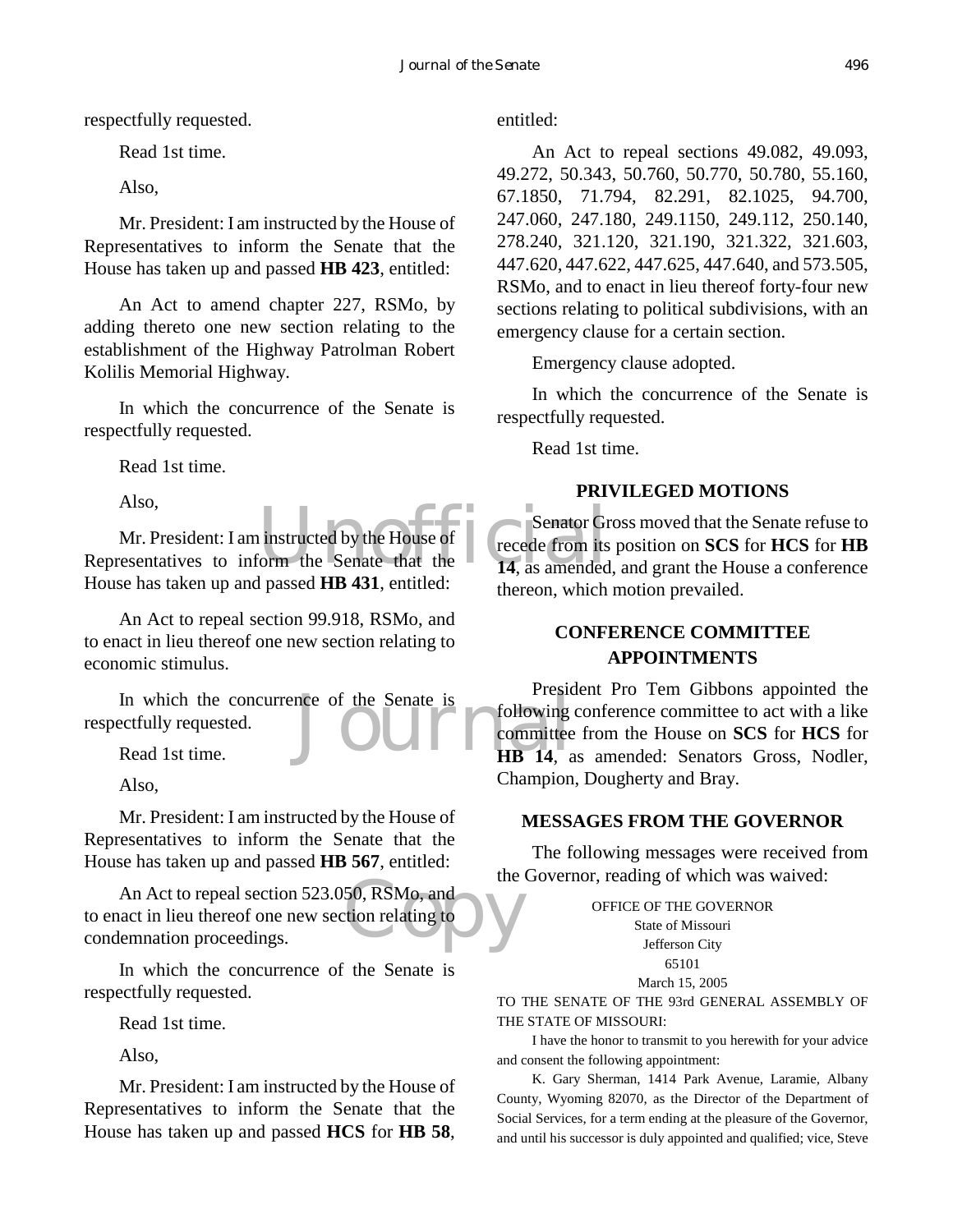respectfully requested.

Read 1st time.

Also,

Mr. President: I am instructed by the House of Representatives to inform the Senate that the House has taken up and passed **HB 423**, entitled:

An Act to amend chapter 227, RSMo, by adding thereto one new section relating to the establishment of the Highway Patrolman Robert Kolilis Memorial Highway.

In which the concurrence of the Senate is respectfully requested.

Read 1st time.

Also,

Mr. President: I am instructed by the House of Representatives to inform the Senate that the House has taken up and passed **HB 431**, entitled:

An Act to repeal section 99.918, RSMo, and to enact in lieu thereof one new section relating to economic stimulus.

In which the concurrence of the Senate is respectfully requested.

Read 1st time.

Also,

Mr. President: I am instructed by the House of Representatives to inform the Senate that the House has taken up and passed **HB 567**, entitled:

An Act to repeal section 523.050, RSMo, and to enact in lieu thereof one new section relating to condemnation proceedings.

In which the concurrence of the Senate is respectfully requested.

Read 1st time.

Also,

Mr. President: I am instructed by the House of Representatives to inform the Senate that the House has taken up and passed **HCS** for **HB 58**, entitled:

An Act to repeal sections 49.082, 49.093, 49.272, 50.343, 50.760, 50.770, 50.780, 55.160, 67.1850, 71.794, 82.291, 82.1025, 94.700, 247.060, 247.180, 249.1150, 249.112, 250.140, 278.240, 321.120, 321.190, 321.322, 321.603, 447.620, 447.622, 447.625, 447.640, and 573.505, RSMo, and to enact in lieu thereof forty-four new sections relating to political subdivisions, with an emergency clause for a certain section.

Emergency clause adopted.

In which the concurrence of the Senate is respectfully requested.

Read 1st time.

## PRIVILEGED MOTIONS

Senator Gross moved that the Senate refuse to recede from its position on **SCS** for **HCS** for **HB 14**, as amended, and grant the House a conference thereon, which motion prevailed.

## CONFERENCE COMMITTEE APPOINTMENTS

President Pro Tem Gibbons appointed the following conference committee to act with a like committee from the House on **SCS** for **HCS** for **HB 14**, as amended: Senators Gross, Nodler, Champion, Dougherty and Bray.

## MESSAGES FROM THE GOVERNOR

The following messages were received from the Governor, reading of which was waived:

OFFICE OF THE GOVERNOR
State of Missouri
Jefferson City
65101
March 15, 2005

TO THE SENATE OF THE 93rd GENERAL ASSEMBLY OF THE STATE OF MISSOURI:

I have the honor to transmit to you herewith for your advice and consent the following appointment:

K. Gary Sherman, 1414 Park Avenue, Laramie, Albany County, Wyoming 82070, as the Director of the Department of Social Services, for a term ending at the pleasure of the Governor, and until his successor is duly appointed and qualified; vice, Steve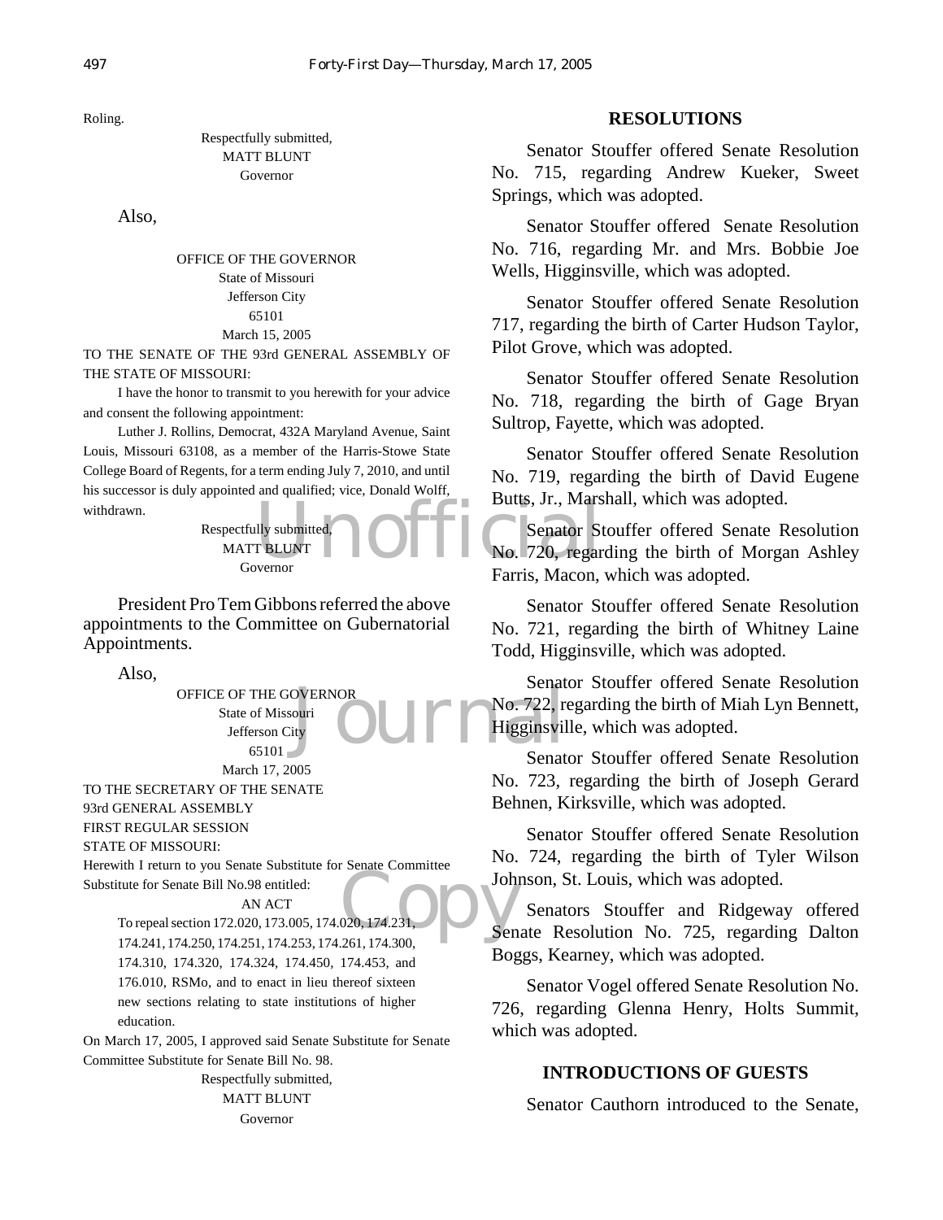Roling.

Respectfully submitted,
MATT BLUNT
Governor

Also,

OFFICE OF THE GOVERNOR
State of Missouri
Jefferson City
65101
March 15, 2005

TO THE SENATE OF THE 93rd GENERAL ASSEMBLY OF THE STATE OF MISSOURI:

I have the honor to transmit to you herewith for your advice and consent the following appointment:

Luther J. Rollins, Democrat, 432A Maryland Avenue, Saint Louis, Missouri 63108, as a member of the Harris-Stowe State College Board of Regents, for a term ending July 7, 2010, and until his successor is duly appointed and qualified; vice, Donald Wolff, withdrawn.

Respectfully submitted,
MATT BLUNT
Governor

President Pro Tem Gibbons referred the above appointments to the Committee on Gubernatorial Appointments.

Also,

OFFICE OF THE GOVERNOR
State of Missouri
Jefferson City
65101
March 17, 2005

TO THE SECRETARY OF THE SENATE
93rd GENERAL ASSEMBLY
FIRST REGULAR SESSION
STATE OF MISSOURI:

Herewith I return to you Senate Substitute for Senate Committee Substitute for Senate Bill No.98 entitled:

AN ACT

To repeal section 172.020, 173.005, 174.020, 174.231, 174.241, 174.250, 174.251, 174.253, 174.261, 174.300, 174.310, 174.320, 174.324, 174.450, 174.453, and 176.010, RSMo, and to enact in lieu thereof sixteen new sections relating to state institutions of higher education.

On March 17, 2005, I approved said Senate Substitute for Senate Committee Substitute for Senate Bill No. 98.

Respectfully submitted,
MATT BLUNT
Governor

## RESOLUTIONS

Senator Stouffer offered Senate Resolution No. 715, regarding Andrew Kueker, Sweet Springs, which was adopted.

Senator Stouffer offered Senate Resolution No. 716, regarding Mr. and Mrs. Bobbie Joe Wells, Higginsville, which was adopted.

Senator Stouffer offered Senate Resolution 717, regarding the birth of Carter Hudson Taylor, Pilot Grove, which was adopted.

Senator Stouffer offered Senate Resolution No. 718, regarding the birth of Gage Bryan Sultrop, Fayette, which was adopted.

Senator Stouffer offered Senate Resolution No. 719, regarding the birth of David Eugene Butts, Jr., Marshall, which was adopted.

Senator Stouffer offered Senate Resolution No. 720, regarding the birth of Morgan Ashley Farris, Macon, which was adopted.

Senator Stouffer offered Senate Resolution No. 721, regarding the birth of Whitney Laine Todd, Higginsville, which was adopted.

Senator Stouffer offered Senate Resolution No. 722, regarding the birth of Miah Lyn Bennett, Higginsville, which was adopted.

Senator Stouffer offered Senate Resolution No. 723, regarding the birth of Joseph Gerard Behnen, Kirksville, which was adopted.

Senator Stouffer offered Senate Resolution No. 724, regarding the birth of Tyler Wilson Johnson, St. Louis, which was adopted.

Senators Stouffer and Ridgeway offered Senate Resolution No. 725, regarding Dalton Boggs, Kearney, which was adopted.

Senator Vogel offered Senate Resolution No. 726, regarding Glenna Henry, Holts Summit, which was adopted.

## INTRODUCTIONS OF GUESTS

Senator Cauthorn introduced to the Senate,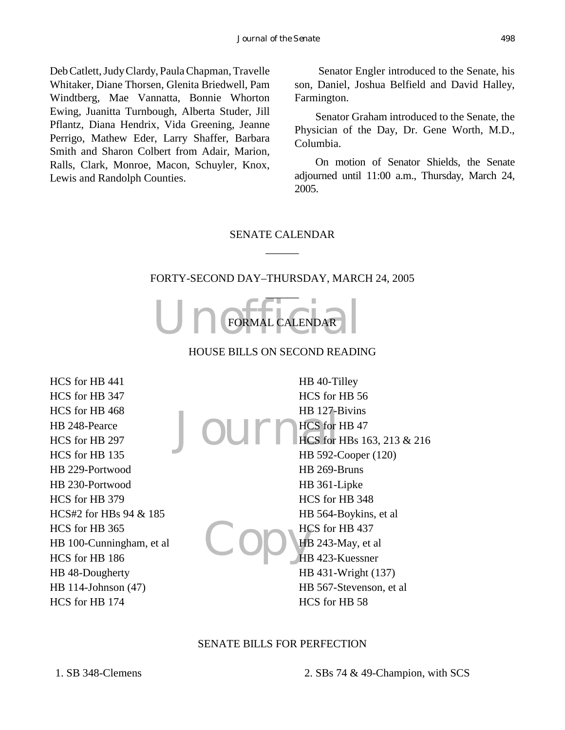Deb Catlett, Judy Clardy, Paula Chapman, Travelle Whitaker, Diane Thorsen, Glenita Briedwell, Pam Windtberg, Mae Vannatta, Bonnie Whorton Ewing, Juanitta Turnbough, Alberta Studer, Jill Pflantz, Diana Hendrix, Vida Greening, Jeanne Perrigo, Mathew Eder, Larry Shaffer, Barbara Smith and Sharon Colbert from Adair, Marion, Ralls, Clark, Monroe, Macon, Schuyler, Knox, Lewis and Randolph Counties.

Senator Engler introduced to the Senate, his son, Daniel, Joshua Belfield and David Halley, Farmington.

Senator Graham introduced to the Senate, the Physician of the Day, Dr. Gene Worth, M.D., Columbia.

On motion of Senator Shields, the Senate adjourned until 11:00 a.m., Thursday, March 24, 2005.

## SENATE CALENDAR

______

### FORTY-SECOND DAY–THURSDAY, MARCH 24, 2005

______

### FORMAL CALENDAR

### HOUSE BILLS ON SECOND READING

HCS for HB 441
HCS for HB 347
HCS for HB 468
HB 248-Pearce
HCS for HB 297
HCS for HB 135
HB 229-Portwood
HB 230-Portwood
HCS for HB 379
HCS#2 for HBs 94 & 185
HCS for HB 365
HB 100-Cunningham, et al
HCS for HB 186
HB 48-Dougherty
HB 114-Johnson (47)
HCS for HB 174
HB 40-Tilley
HCS for HB 56
HB 127-Bivins
HCS for HB 47
HCS for HBs 163, 213 & 216
HB 592-Cooper (120)
HB 269-Bruns
HB 361-Lipke
HCS for HB 348
HB 564-Boykins, et al
HCS for HB 437
HB 243-May, et al
HB 423-Kuessner
HB 431-Wright (137)
HB 567-Stevenson, et al
HCS for HB 58

### SENATE BILLS FOR PERFECTION

1. SB 348-Clemens
2. SBs 74 & 49-Champion, with SCS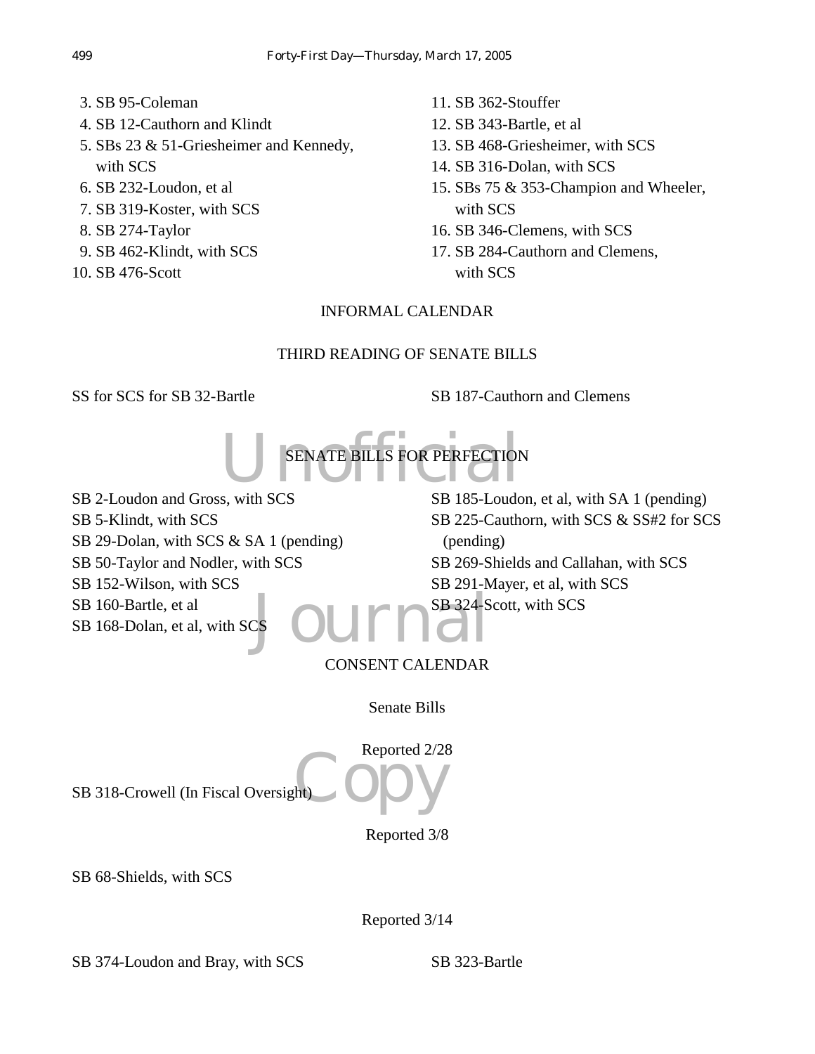3. SB 95-Coleman
4. SB 12-Cauthorn and Klindt
5. SBs 23 & 51-Griesheimer and Kennedy, with SCS
6. SB 232-Loudon, et al
7. SB 319-Koster, with SCS
8. SB 274-Taylor
9. SB 462-Klindt, with SCS
10. SB 476-Scott
11. SB 362-Stouffer
12. SB 343-Bartle, et al
13. SB 468-Griesheimer, with SCS
14. SB 316-Dolan, with SCS
15. SBs 75 & 353-Champion and Wheeler, with SCS
16. SB 346-Clemens, with SCS
17. SB 284-Cauthorn and Clemens, with SCS

INFORMAL CALENDAR

THIRD READING OF SENATE BILLS

SS for SCS for SB 32-Bartle

SB 187-Cauthorn and Clemens

SENATE BILLS FOR PERFECTION

SB 2-Loudon and Gross, with SCS
SB 5-Klindt, with SCS
SB 29-Dolan, with SCS & SA 1 (pending)
SB 50-Taylor and Nodler, with SCS
SB 152-Wilson, with SCS
SB 160-Bartle, et al
SB 168-Dolan, et al, with SCS
SB 185-Loudon, et al, with SA 1 (pending)
SB 225-Cauthorn, with SCS & SS#2 for SCS (pending)
SB 269-Shields and Callahan, with SCS
SB 291-Mayer, et al, with SCS
SB 324-Scott, with SCS

CONSENT CALENDAR

Senate Bills

Reported 2/28

SB 318-Crowell (In Fiscal Oversight)

Reported 3/8

SB 68-Shields, with SCS

Reported 3/14

SB 374-Loudon and Bray, with SCS

SB 323-Bartle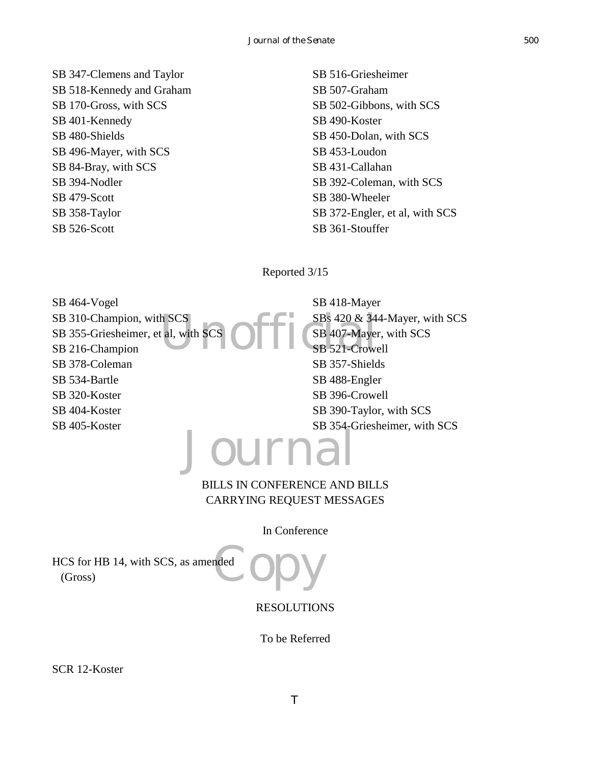SB 347-Clemens and Taylor
SB 518-Kennedy and Graham
SB 170-Gross, with SCS
SB 401-Kennedy
SB 480-Shields
SB 496-Mayer, with SCS
SB 84-Bray, with SCS
SB 394-Nodler
SB 479-Scott
SB 358-Taylor
SB 526-Scott
SB 516-Griesheimer
SB 507-Graham
SB 502-Gibbons, with SCS
SB 490-Koster
SB 450-Dolan, with SCS
SB 453-Loudon
SB 431-Callahan
SB 392-Coleman, with SCS
SB 380-Wheeler
SB 372-Engler, et al, with SCS
SB 361-Stouffer

Reported 3/15

SB 464-Vogel
SB 310-Champion, with SCS
SB 355-Griesheimer, et al, with SCS
SB 216-Champion
SB 378-Coleman
SB 534-Bartle
SB 320-Koster
SB 404-Koster
SB 405-Koster
SB 418-Mayer
SBs 420 & 344-Mayer, with SCS
SB 407-Mayer, with SCS
SB 521-Crowell
SB 357-Shields
SB 488-Engler
SB 396-Crowell
SB 390-Taylor, with SCS
SB 354-Griesheimer, with SCS

BILLS IN CONFERENCE AND BILLS CARRYING REQUEST MESSAGES

In Conference

HCS for HB 14, with SCS, as amended
(Gross)

RESOLUTIONS

To be Referred

SCR 12-Koster

T